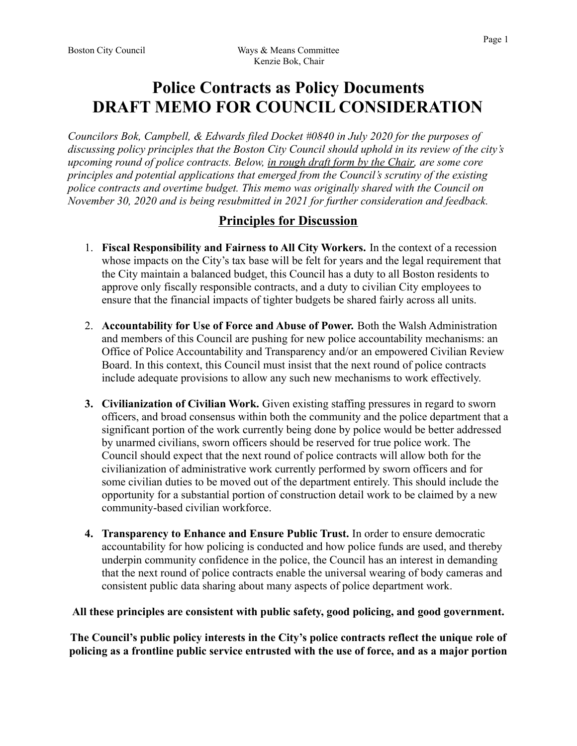Boston City Council Ways & Means Committee
Kenzie Bok, Chair

# Police Contracts as Policy Documents
# DRAFT MEMO FOR COUNCIL CONSIDERATION

*Councilors Bok, Campbell, & Edwards filed Docket #0840 in July 2020 for the purposes of discussing policy principles that the Boston City Council should uphold in its review of the city's upcoming round of police contracts. Below, in rough draft form by the Chair, are some core principles and potential applications that emerged from the Council's scrutiny of the existing police contracts and overtime budget. This memo was originally shared with the Council on November 30, 2020 and is being resubmitted in 2021 for further consideration and feedback.*

## Principles for Discussion

1. **Fiscal Responsibility and Fairness to All City Workers.** In the context of a recession whose impacts on the City's tax base will be felt for years and the legal requirement that the City maintain a balanced budget, this Council has a duty to all Boston residents to approve only fiscally responsible contracts, and a duty to civilian City employees to ensure that the financial impacts of tighter budgets be shared fairly across all units.

2. **Accountability for Use of Force and Abuse of Power.** Both the Walsh Administration and members of this Council are pushing for new police accountability mechanisms: an Office of Police Accountability and Transparency and/or an empowered Civilian Review Board. In this context, this Council must insist that the next round of police contracts include adequate provisions to allow any such new mechanisms to work effectively.

3. **Civilianization of Civilian Work.** Given existing staffing pressures in regard to sworn officers, and broad consensus within both the community and the police department that a significant portion of the work currently being done by police would be better addressed by unarmed civilians, sworn officers should be reserved for true police work. The Council should expect that the next round of police contracts will allow both for the civilianization of administrative work currently performed by sworn officers and for some civilian duties to be moved out of the department entirely. This should include the opportunity for a substantial portion of construction detail work to be claimed by a new community-based civilian workforce.

4. **Transparency to Enhance and Ensure Public Trust.** In order to ensure democratic accountability for how policing is conducted and how police funds are used, and thereby underpin community confidence in the police, the Council has an interest in demanding that the next round of police contracts enable the universal wearing of body cameras and consistent public data sharing about many aspects of police department work.

**All these principles are consistent with public safety, good policing, and good government.**

**The Council's public policy interests in the City's police contracts reflect the unique role of policing as a frontline public service entrusted with the use of force, and as a major portion**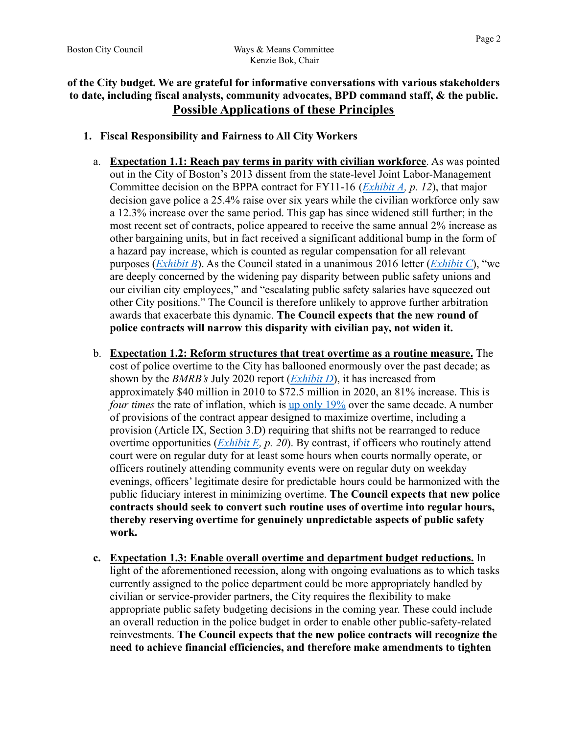**of the City budget. We are grateful for informative conversations with various stakeholders to date, including fiscal analysts, community advocates, BPD command staff, & the public.**

## Possible Applications of these Principles

1. **Fiscal Responsibility and Fairness to All City Workers**

   a. **Expectation 1.1: Reach pay terms in parity with civilian workforce**. As was pointed out in the City of Boston's 2013 dissent from the state-level Joint Labor-Management Committee decision on the BPPA contract for FY11-16 (*Exhibit A, p. 12*), that major decision gave police a 25.4% raise over six years while the civilian workforce only saw a 12.3% increase over the same period. This gap has since widened still further; in the most recent set of contracts, police appeared to receive the same annual 2% increase as other bargaining units, but in fact received a significant additional bump in the form of a hazard pay increase, which is counted as regular compensation for all relevant purposes (*Exhibit B*). As the Council stated in a unanimous 2016 letter (*Exhibit C*), "we are deeply concerned by the widening pay disparity between public safety unions and our civilian city employees," and "escalating public safety salaries have squeezed out other City positions." The Council is therefore unlikely to approve further arbitration awards that exacerbate this dynamic. **The Council expects that the new round of police contracts will narrow this disparity with civilian pay, not widen it.**

   b. **Expectation 1.2: Reform structures that treat overtime as a routine measure.** The cost of police overtime to the City has ballooned enormously over the past decade; as shown by the *BMRB's* July 2020 report (*Exhibit D*), it has increased from approximately $40 million in 2010 to $72.5 million in 2020, an 81% increase. This is *four times* the rate of inflation, which is up only 19% over the same decade. A number of provisions of the contract appear designed to maximize overtime, including a provision (Article IX, Section 3.D) requiring that shifts not be rearranged to reduce overtime opportunities (*Exhibit E, p. 20*). By contrast, if officers who routinely attend court were on regular duty for at least some hours when courts normally operate, or officers routinely attending community events were on regular duty on weekday evenings, officers' legitimate desire for predictable hours could be harmonized with the public fiduciary interest in minimizing overtime. **The Council expects that new police contracts should seek to convert such routine uses of overtime into regular hours, thereby reserving overtime for genuinely unpredictable aspects of public safety work.**

   c. **Expectation 1.3: Enable overall overtime and department budget reductions.** In light of the aforementioned recession, along with ongoing evaluations as to which tasks currently assigned to the police department could be more appropriately handled by civilian or service-provider partners, the City requires the flexibility to make appropriate public safety budgeting decisions in the coming year. These could include an overall reduction in the police budget in order to enable other public-safety-related reinvestments. **The Council expects that the new police contracts will recognize the need to achieve financial efficiencies, and therefore make amendments to tighten**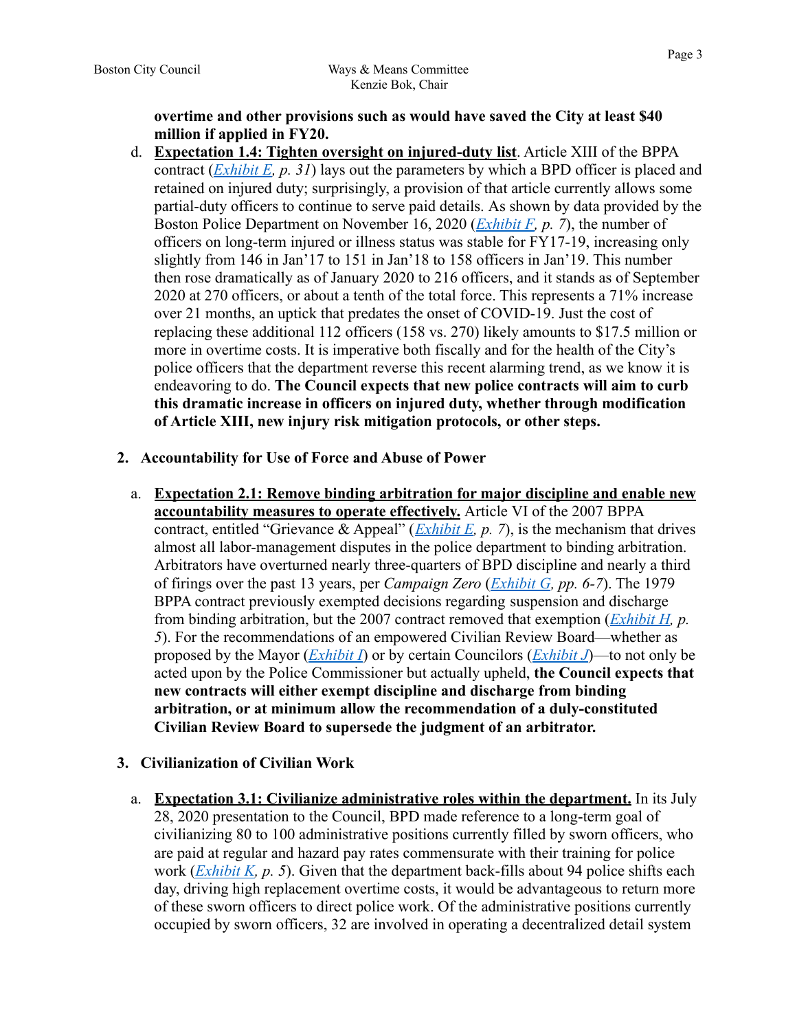**overtime and other provisions such as would have saved the City at least $40 million if applied in FY20.**

d. **<u>Expectation 1.4: Tighten oversight on injured-duty list</u>**. Article XIII of the BPPA contract (*Exhibit E, p. 31*) lays out the parameters by which a BPD officer is placed and retained on injured duty; surprisingly, a provision of that article currently allows some partial-duty officers to continue to serve paid details. As shown by data provided by the Boston Police Department on November 16, 2020 (*Exhibit F, p. 7*), the number of officers on long-term injured or illness status was stable for FY17-19, increasing only slightly from 146 in Jan'17 to 151 in Jan'18 to 158 officers in Jan'19. This number then rose dramatically as of January 2020 to 216 officers, and it stands as of September 2020 at 270 officers, or about a tenth of the total force. This represents a 71% increase over 21 months, an uptick that predates the onset of COVID-19. Just the cost of replacing these additional 112 officers (158 vs. 270) likely amounts to $17.5 million or more in overtime costs. It is imperative both fiscally and for the health of the City's police officers that the department reverse this recent alarming trend, as we know it is endeavoring to do. **The Council expects that new police contracts will aim to curb this dramatic increase in officers on injured duty, whether through modification of Article XIII, new injury risk mitigation protocols, or other steps.**

2. **Accountability for Use of Force and Abuse of Power**

   a. **<u>Expectation 2.1: Remove binding arbitration for major discipline and enable new accountability measures to operate effectively.</u>** Article VI of the 2007 BPPA contract, entitled "Grievance & Appeal" (*Exhibit E, p. 7*), is the mechanism that drives almost all labor-management disputes in the police department to binding arbitration. Arbitrators have overturned nearly three-quarters of BPD discipline and nearly a third of firings over the past 13 years, per *Campaign Zero* (*Exhibit G, pp. 6-7*). The 1979 BPPA contract previously exempted decisions regarding suspension and discharge from binding arbitration, but the 2007 contract removed that exemption (*Exhibit H, p. 5*). For the recommendations of an empowered Civilian Review Board—whether as proposed by the Mayor (*Exhibit I*) or by certain Councilors (*Exhibit J*)—to not only be acted upon by the Police Commissioner but actually upheld, **the Council expects that new contracts will either exempt discipline and discharge from binding arbitration, or at minimum allow the recommendation of a duly-constituted Civilian Review Board to supersede the judgment of an arbitrator.**

3. **Civilianization of Civilian Work**

   a. **<u>Expectation 3.1: Civilianize administrative roles within the department.</u>** In its July 28, 2020 presentation to the Council, BPD made reference to a long-term goal of civilianizing 80 to 100 administrative positions currently filled by sworn officers, who are paid at regular and hazard pay rates commensurate with their training for police work (*Exhibit K, p. 5*). Given that the department back-fills about 94 police shifts each day, driving high replacement overtime costs, it would be advantageous to return more of these sworn officers to direct police work. Of the administrative positions currently occupied by sworn officers, 32 are involved in operating a decentralized detail system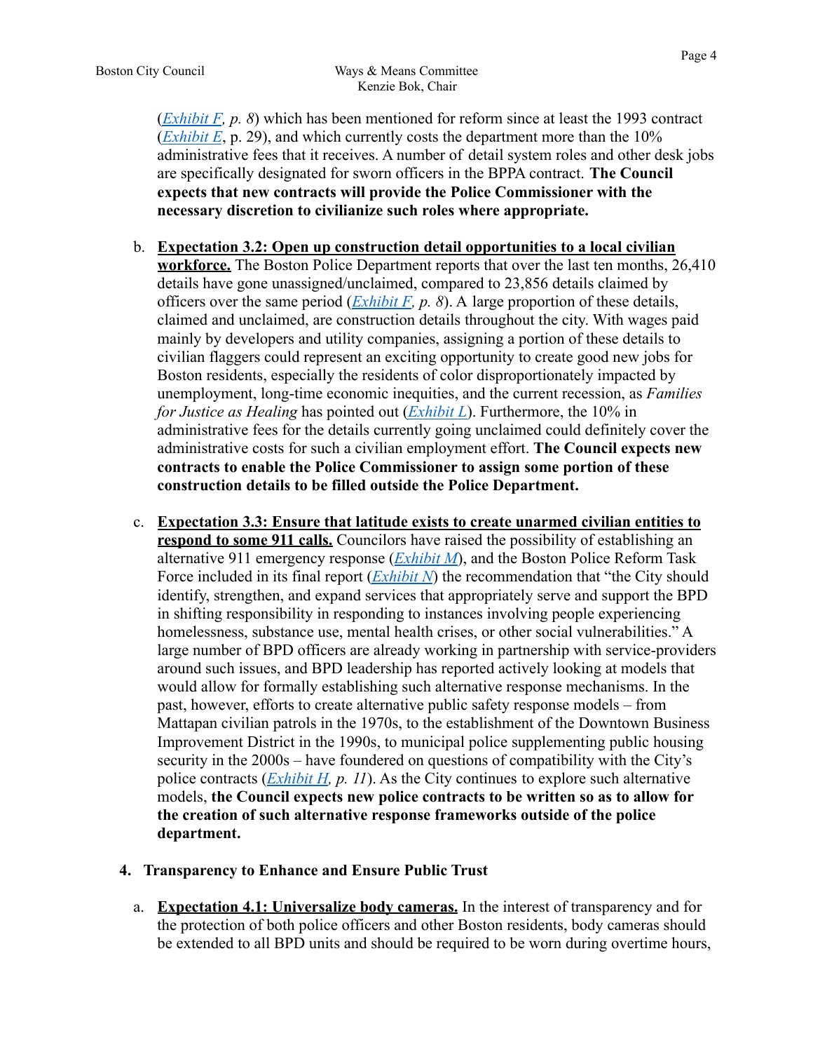(*Exhibit F, p. 8*) which has been mentioned for reform since at least the 1993 contract (*Exhibit E*, p. 29), and which currently costs the department more than the 10% administrative fees that it receives. A number of detail system roles and other desk jobs are specifically designated for sworn officers in the BPPA contract. **The Council expects that new contracts will provide the Police Commissioner with the necessary discretion to civilianize such roles where appropriate.**

b. **Expectation 3.2: Open up construction detail opportunities to a local civilian workforce.** The Boston Police Department reports that over the last ten months, 26,410 details have gone unassigned/unclaimed, compared to 23,856 details claimed by officers over the same period (*Exhibit F, p. 8*). A large proportion of these details, claimed and unclaimed, are construction details throughout the city. With wages paid mainly by developers and utility companies, assigning a portion of these details to civilian flaggers could represent an exciting opportunity to create good new jobs for Boston residents, especially the residents of color disproportionately impacted by unemployment, long-time economic inequities, and the current recession, as *Families for Justice as Healing* has pointed out (*Exhibit L*). Furthermore, the 10% in administrative fees for the details currently going unclaimed could definitely cover the administrative costs for such a civilian employment effort. **The Council expects new contracts to enable the Police Commissioner to assign some portion of these construction details to be filled outside the Police Department.**

c. **Expectation 3.3: Ensure that latitude exists to create unarmed civilian entities to respond to some 911 calls.** Councilors have raised the possibility of establishing an alternative 911 emergency response (*Exhibit M*), and the Boston Police Reform Task Force included in its final report (*Exhibit N*) the recommendation that "the City should identify, strengthen, and expand services that appropriately serve and support the BPD in shifting responsibility in responding to instances involving people experiencing homelessness, substance use, mental health crises, or other social vulnerabilities." A large number of BPD officers are already working in partnership with service-providers around such issues, and BPD leadership has reported actively looking at models that would allow for formally establishing such alternative response mechanisms. In the past, however, efforts to create alternative public safety response models – from Mattapan civilian patrols in the 1970s, to the establishment of the Downtown Business Improvement District in the 1990s, to municipal police supplementing public housing security in the 2000s – have foundered on questions of compatibility with the City's police contracts (*Exhibit H, p. 11*). As the City continues to explore such alternative models, **the Council expects new police contracts to be written so as to allow for the creation of such alternative response frameworks outside of the police department.**

4. **Transparency to Enhance and Ensure Public Trust**

a. **Expectation 4.1: Universalize body cameras.** In the interest of transparency and for the protection of both police officers and other Boston residents, body cameras should be extended to all BPD units and should be required to be worn during overtime hours,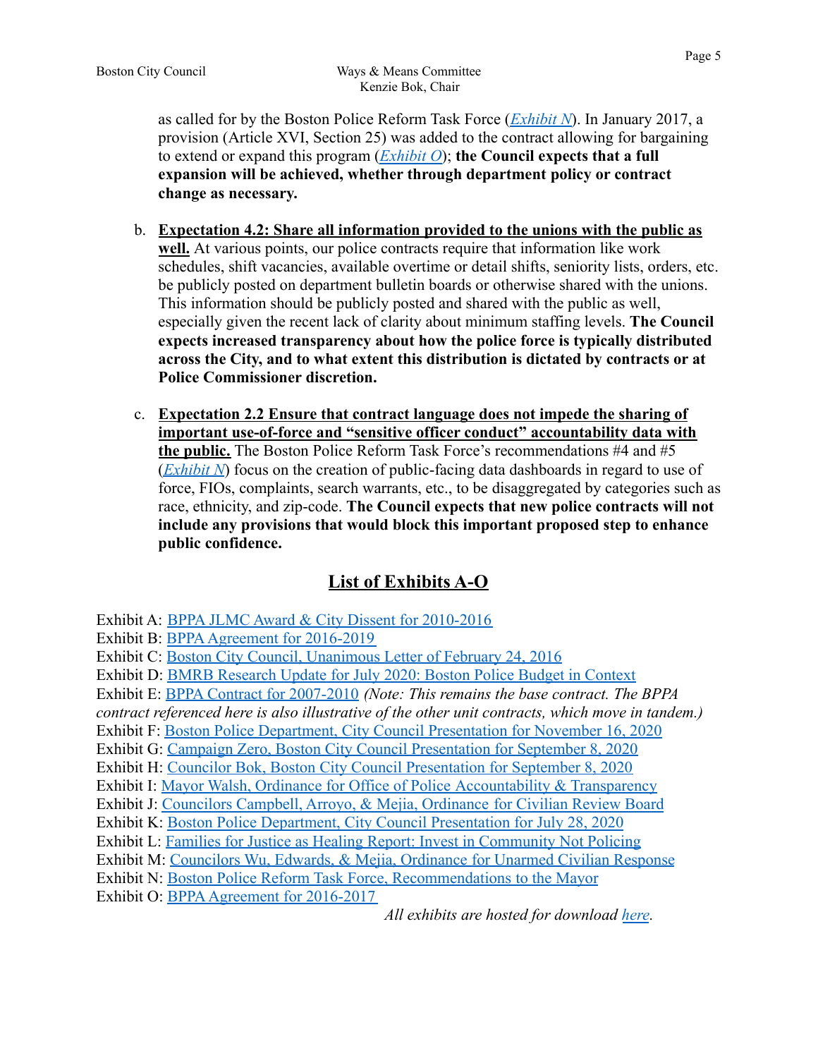as called for by the Boston Police Reform Task Force (*Exhibit N*). In January 2017, a provision (Article XVI, Section 25) was added to the contract allowing for bargaining to extend or expand this program (*Exhibit O*); **the Council expects that a full expansion will be achieved, whether through department policy or contract change as necessary.**

b. **Expectation 4.2: Share all information provided to the unions with the public as well.** At various points, our police contracts require that information like work schedules, shift vacancies, available overtime or detail shifts, seniority lists, orders, etc. be publicly posted on department bulletin boards or otherwise shared with the unions. This information should be publicly posted and shared with the public as well, especially given the recent lack of clarity about minimum staffing levels. **The Council expects increased transparency about how the police force is typically distributed across the City, and to what extent this distribution is dictated by contracts or at Police Commissioner discretion.**

c. **Expectation 2.2 Ensure that contract language does not impede the sharing of important use-of-force and "sensitive officer conduct" accountability data with the public.** The Boston Police Reform Task Force's recommendations #4 and #5 (*Exhibit N*) focus on the creation of public-facing data dashboards in regard to use of force, FIOs, complaints, search warrants, etc., to be disaggregated by categories such as race, ethnicity, and zip-code. **The Council expects that new police contracts will not include any provisions that would block this important proposed step to enhance public confidence.**

## List of Exhibits A-O

Exhibit A: BPPA JLMC Award & City Dissent for 2010-2016
Exhibit B: BPPA Agreement for 2016-2019
Exhibit C: Boston City Council, Unanimous Letter of February 24, 2016
Exhibit D: BMRB Research Update for July 2020: Boston Police Budget in Context
Exhibit E: BPPA Contract for 2007-2010 *(Note: This remains the base contract. The BPPA contract referenced here is also illustrative of the other unit contracts, which move in tandem.)*
Exhibit F: Boston Police Department, City Council Presentation for November 16, 2020
Exhibit G: Campaign Zero, Boston City Council Presentation for September 8, 2020
Exhibit H: Councilor Bok, Boston City Council Presentation for September 8, 2020
Exhibit I: Mayor Walsh, Ordinance for Office of Police Accountability & Transparency
Exhibit J: Councilors Campbell, Arroyo, & Mejia, Ordinance for Civilian Review Board
Exhibit K: Boston Police Department, City Council Presentation for July 28, 2020
Exhibit L: Families for Justice as Healing Report: Invest in Community Not Policing
Exhibit M: Councilors Wu, Edwards, & Mejia, Ordinance for Unarmed Civilian Response
Exhibit N: Boston Police Reform Task Force, Recommendations to the Mayor
Exhibit O: BPPA Agreement for 2016-2017

*All exhibits are hosted for download here.*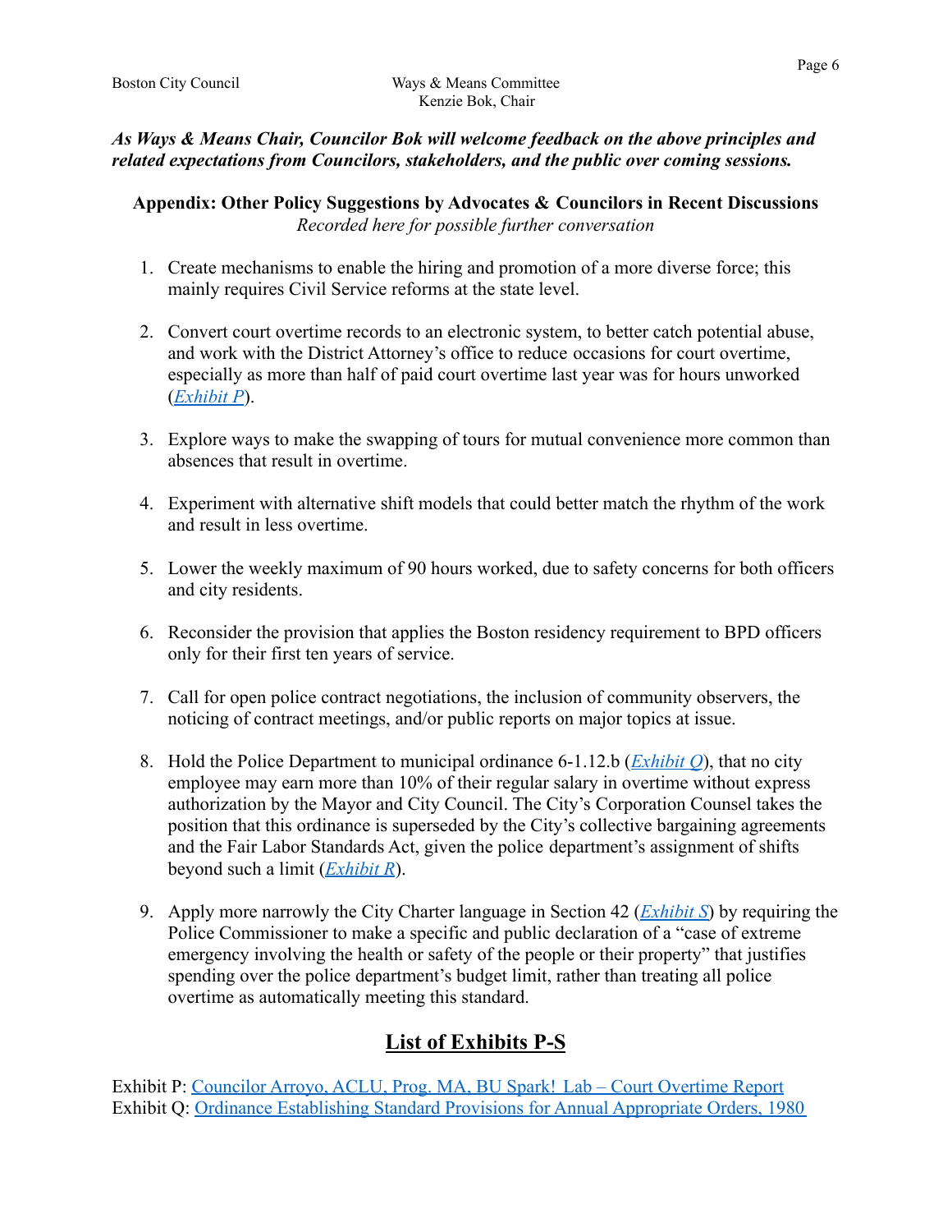*As Ways & Means Chair, Councilor Bok will welcome feedback on the above principles and related expectations from Councilors, stakeholders, and the public over coming sessions.*

**Appendix: Other Policy Suggestions by Advocates & Councilors in Recent Discussions**
*Recorded here for possible further conversation*

1. Create mechanisms to enable the hiring and promotion of a more diverse force; this mainly requires Civil Service reforms at the state level.

2. Convert court overtime records to an electronic system, to better catch potential abuse, and work with the District Attorney's office to reduce occasions for court overtime, especially as more than half of paid court overtime last year was for hours unworked (*Exhibit P*).

3. Explore ways to make the swapping of tours for mutual convenience more common than absences that result in overtime.

4. Experiment with alternative shift models that could better match the rhythm of the work and result in less overtime.

5. Lower the weekly maximum of 90 hours worked, due to safety concerns for both officers and city residents.

6. Reconsider the provision that applies the Boston residency requirement to BPD officers only for their first ten years of service.

7. Call for open police contract negotiations, the inclusion of community observers, the noticing of contract meetings, and/or public reports on major topics at issue.

8. Hold the Police Department to municipal ordinance 6-1.12.b (*Exhibit Q*), that no city employee may earn more than 10% of their regular salary in overtime without express authorization by the Mayor and City Council. The City's Corporation Counsel takes the position that this ordinance is superseded by the City's collective bargaining agreements and the Fair Labor Standards Act, given the police department's assignment of shifts beyond such a limit (*Exhibit R*).

9. Apply more narrowly the City Charter language in Section 42 (*Exhibit S*) by requiring the Police Commissioner to make a specific and public declaration of a "case of extreme emergency involving the health or safety of the people or their property" that justifies spending over the police department's budget limit, rather than treating all police overtime as automatically meeting this standard.

## List of Exhibits P-S

Exhibit P: Councilor Arroyo, ACLU, Prog. MA, BU Spark! Lab – Court Overtime Report
Exhibit Q: Ordinance Establishing Standard Provisions for Annual Appropriate Orders, 1980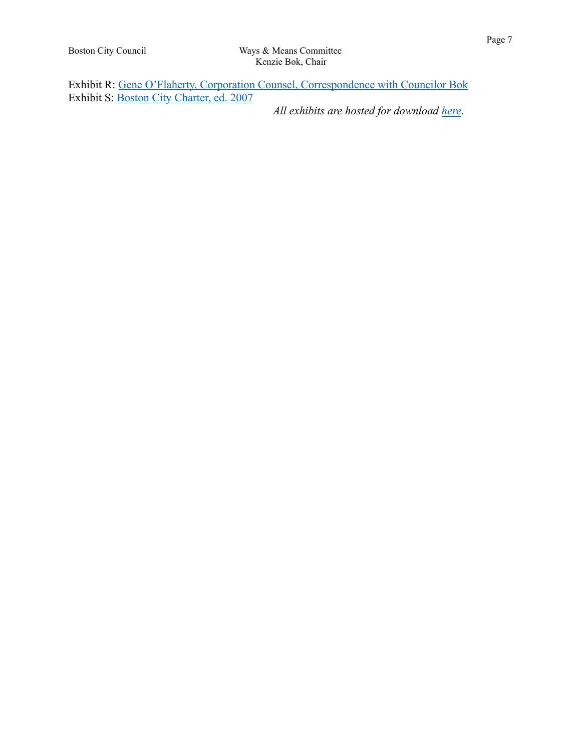Exhibit R: Gene O'Flaherty, Corporation Counsel, Correspondence with Councilor Bok
Exhibit S: Boston City Charter, ed. 2007

*All exhibits are hosted for download here.*